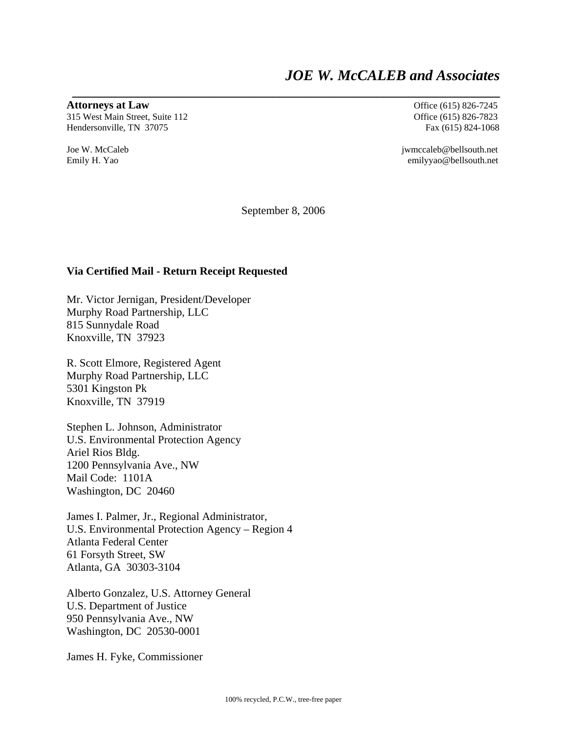# *JOE W. McCALEB and Associates*

**Attorneys at Law**
315 West Main Street, Suite 112
Hendersonville, TN 37075

Office (615) 826-7245
Office (615) 826-7823
Fax (615) 824-1068

Joe W. McCaleb
Emily H. Yao

jwmccaleb@bellsouth.net
emilyyao@bellsouth.net

September 8, 2006

**Via Certified Mail - Return Receipt Requested**

Mr. Victor Jernigan, President/Developer
Murphy Road Partnership, LLC
815 Sunnydale Road
Knoxville, TN 37923

R. Scott Elmore, Registered Agent
Murphy Road Partnership, LLC
5301 Kingston Pk
Knoxville, TN 37919

Stephen L. Johnson, Administrator
U.S. Environmental Protection Agency
Ariel Rios Bldg.
1200 Pennsylvania Ave., NW
Mail Code: 1101A
Washington, DC 20460

James I. Palmer, Jr., Regional Administrator,
U.S. Environmental Protection Agency – Region 4
Atlanta Federal Center
61 Forsyth Street, SW
Atlanta, GA 30303-3104

Alberto Gonzalez, U.S. Attorney General
U.S. Department of Justice
950 Pennsylvania Ave., NW
Washington, DC 20530-0001

James H. Fyke, Commissioner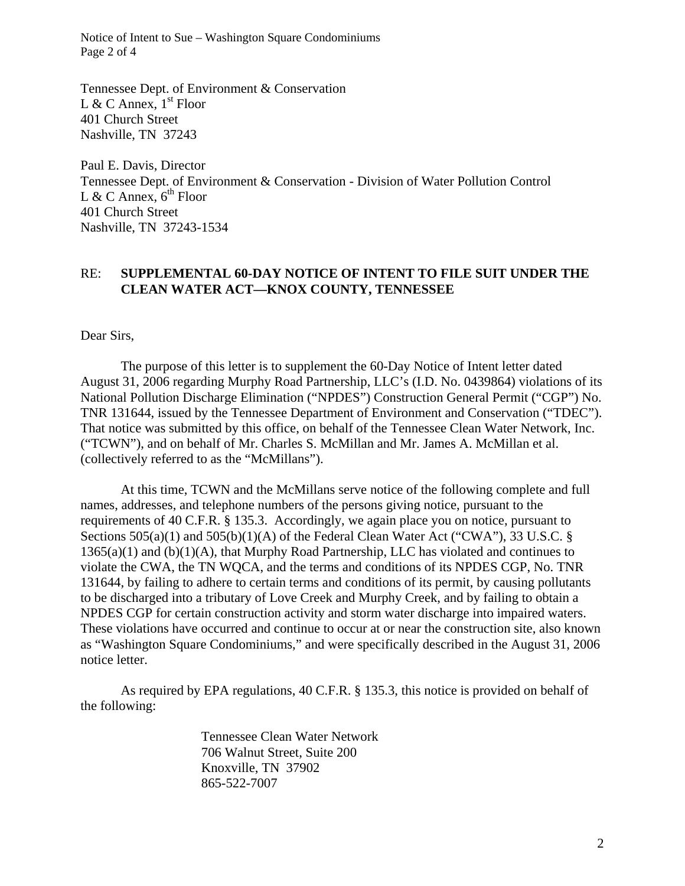Tennessee Dept. of Environment & Conservation
L & C Annex, 1st Floor
401 Church Street
Nashville, TN 37243

Paul E. Davis, Director
Tennessee Dept. of Environment & Conservation - Division of Water Pollution Control
L & C Annex, 6th Floor
401 Church Street
Nashville, TN 37243-1534

RE: **SUPPLEMENTAL 60-DAY NOTICE OF INTENT TO FILE SUIT UNDER THE CLEAN WATER ACT—KNOX COUNTY, TENNESSEE**

Dear Sirs,

The purpose of this letter is to supplement the 60-Day Notice of Intent letter dated August 31, 2006 regarding Murphy Road Partnership, LLC's (I.D. No. 0439864) violations of its National Pollution Discharge Elimination ("NPDES") Construction General Permit ("CGP") No. TNR 131644, issued by the Tennessee Department of Environment and Conservation ("TDEC"). That notice was submitted by this office, on behalf of the Tennessee Clean Water Network, Inc. ("TCWN"), and on behalf of Mr. Charles S. McMillan and Mr. James A. McMillan et al. (collectively referred to as the "McMillans").

At this time, TCWN and the McMillans serve notice of the following complete and full names, addresses, and telephone numbers of the persons giving notice, pursuant to the requirements of 40 C.F.R. § 135.3. Accordingly, we again place you on notice, pursuant to Sections 505(a)(1) and 505(b)(1)(A) of the Federal Clean Water Act ("CWA"), 33 U.S.C. § 1365(a)(1) and (b)(1)(A), that Murphy Road Partnership, LLC has violated and continues to violate the CWA, the TN WQCA, and the terms and conditions of its NPDES CGP, No. TNR 131644, by failing to adhere to certain terms and conditions of its permit, by causing pollutants to be discharged into a tributary of Love Creek and Murphy Creek, and by failing to obtain a NPDES CGP for certain construction activity and storm water discharge into impaired waters. These violations have occurred and continue to occur at or near the construction site, also known as "Washington Square Condominiums," and were specifically described in the August 31, 2006 notice letter.

As required by EPA regulations, 40 C.F.R. § 135.3, this notice is provided on behalf of the following:

Tennessee Clean Water Network
706 Walnut Street, Suite 200
Knoxville, TN 37902
865-522-7007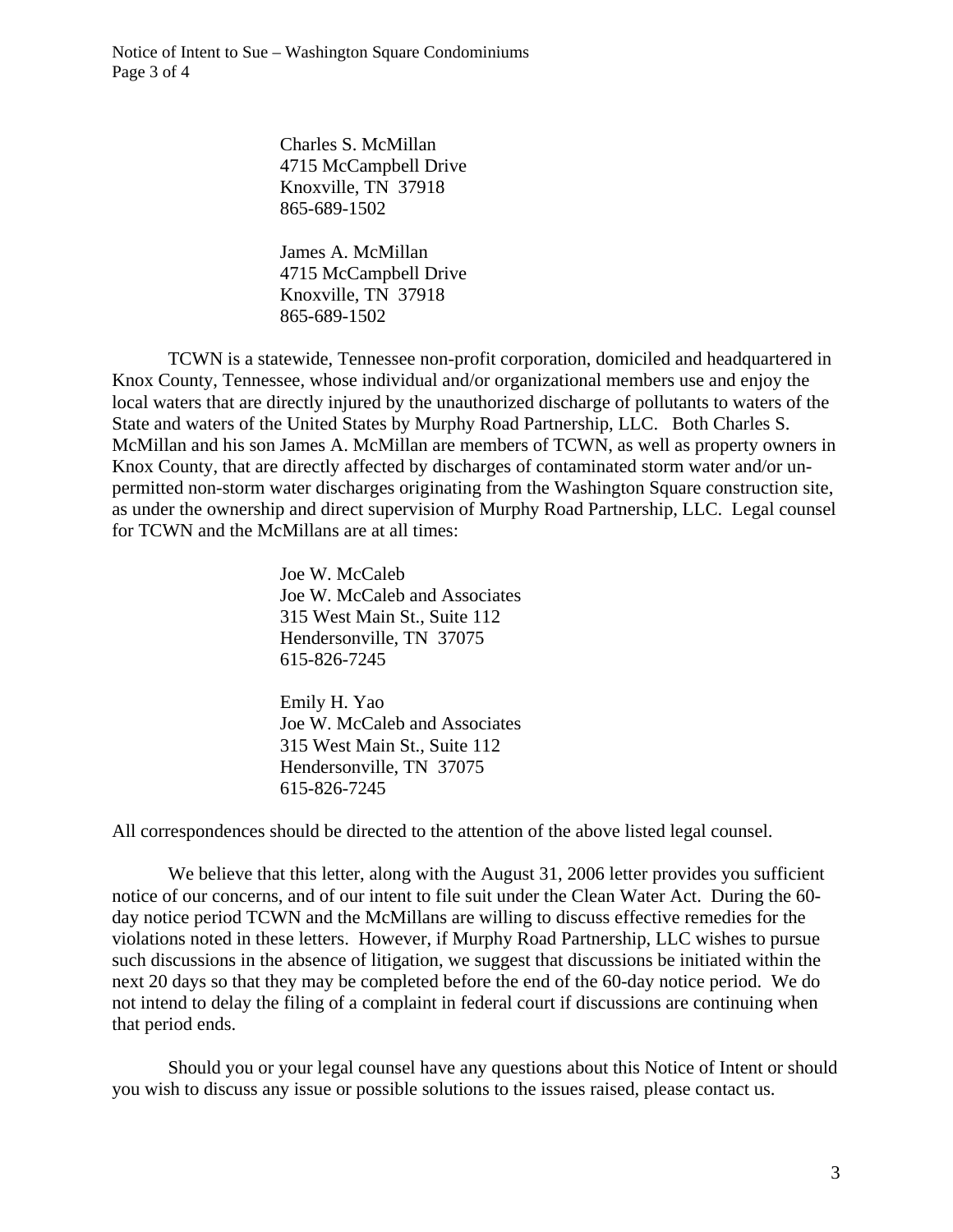Charles S. McMillan
4715 McCampbell Drive
Knoxville, TN 37918
865-689-1502

James A. McMillan
4715 McCampbell Drive
Knoxville, TN 37918
865-689-1502

TCWN is a statewide, Tennessee non-profit corporation, domiciled and headquartered in Knox County, Tennessee, whose individual and/or organizational members use and enjoy the local waters that are directly injured by the unauthorized discharge of pollutants to waters of the State and waters of the United States by Murphy Road Partnership, LLC. Both Charles S. McMillan and his son James A. McMillan are members of TCWN, as well as property owners in Knox County, that are directly affected by discharges of contaminated storm water and/or un-permitted non-storm water discharges originating from the Washington Square construction site, as under the ownership and direct supervision of Murphy Road Partnership, LLC. Legal counsel for TCWN and the McMillans are at all times:

Joe W. McCaleb
Joe W. McCaleb and Associates
315 West Main St., Suite 112
Hendersonville, TN 37075
615-826-7245

Emily H. Yao
Joe W. McCaleb and Associates
315 West Main St., Suite 112
Hendersonville, TN 37075
615-826-7245

All correspondences should be directed to the attention of the above listed legal counsel.

We believe that this letter, along with the August 31, 2006 letter provides you sufficient notice of our concerns, and of our intent to file suit under the Clean Water Act. During the 60-day notice period TCWN and the McMillans are willing to discuss effective remedies for the violations noted in these letters. However, if Murphy Road Partnership, LLC wishes to pursue such discussions in the absence of litigation, we suggest that discussions be initiated within the next 20 days so that they may be completed before the end of the 60-day notice period. We do not intend to delay the filing of a complaint in federal court if discussions are continuing when that period ends.

Should you or your legal counsel have any questions about this Notice of Intent or should you wish to discuss any issue or possible solutions to the issues raised, please contact us.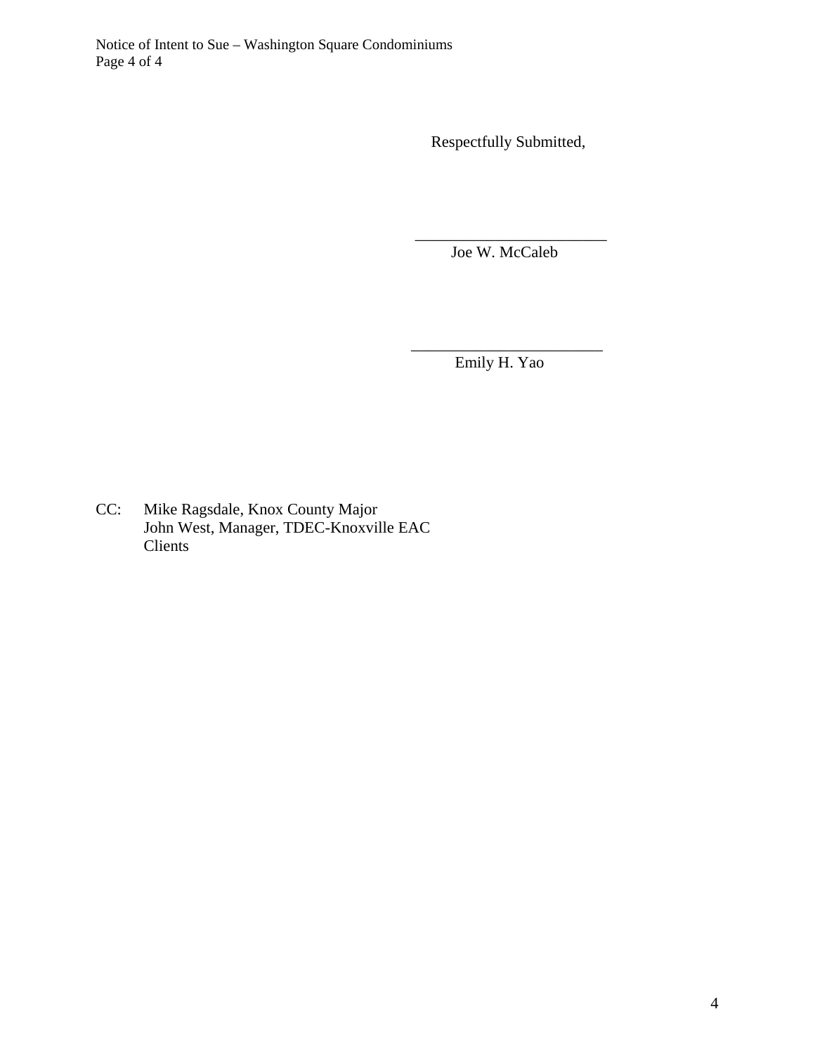Respectfully Submitted,

\_\_\_\_\_\_\_\_\_\_\_\_\_\_\_\_\_\_\_\_\_\_\_\_

Joe W. McCaleb

\_\_\_\_\_\_\_\_\_\_\_\_\_\_\_\_\_\_\_\_\_\_\_\_

Emily H. Yao

CC: Mike Ragsdale, Knox County Major
John West, Manager, TDEC-Knoxville EAC
Clients